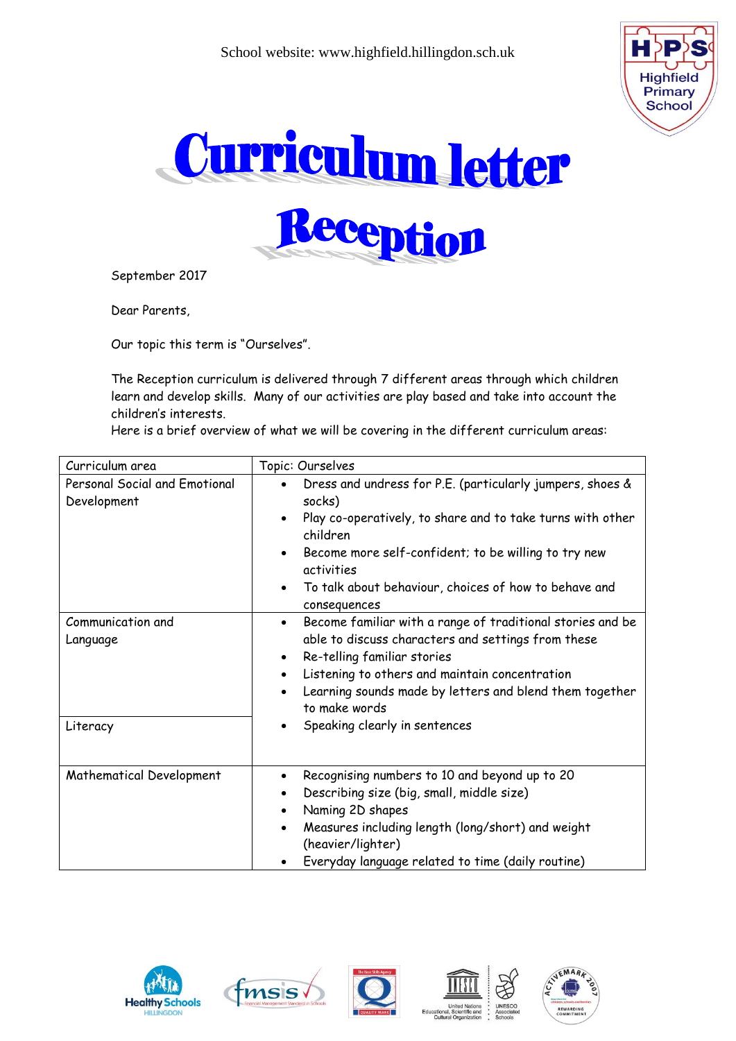School website: www.highfield.hillingdon.sch.uk

# Curriculum letter

# Reception

September 2017

Dear Parents,

Our topic this term is "Ourselves".

The Reception curriculum is delivered through 7 different areas through which children learn and develop skills. Many of our activities are play based and take into account the children's interests.
Here is a brief overview of what we will be covering in the different curriculum areas:

| Curriculum area | Topic: Ourselves |
| --- | --- |
| Personal Social and Emotional Development | • Dress and undress for P.E. (particularly jumpers, shoes & socks)<br>• Play co-operatively, to share and to take turns with other children<br>• Become more self-confident; to be willing to try new activities<br>• To talk about behaviour, choices of how to behave and consequences |
| Communication and Language<br><br>Literacy | • Become familiar with a range of traditional stories and be able to discuss characters and settings from these<br>• Re-telling familiar stories<br>• Listening to others and maintain concentration<br>• Learning sounds made by letters and blend them together to make words<br>• Speaking clearly in sentences |
| Mathematical Development | • Recognising numbers to 10 and beyond up to 20<br>• Describing size (big, small, middle size)<br>• Naming 2D shapes<br>• Measures including length (long/short) and weight (heavier/lighter)<br>• Everyday language related to time (daily routine) |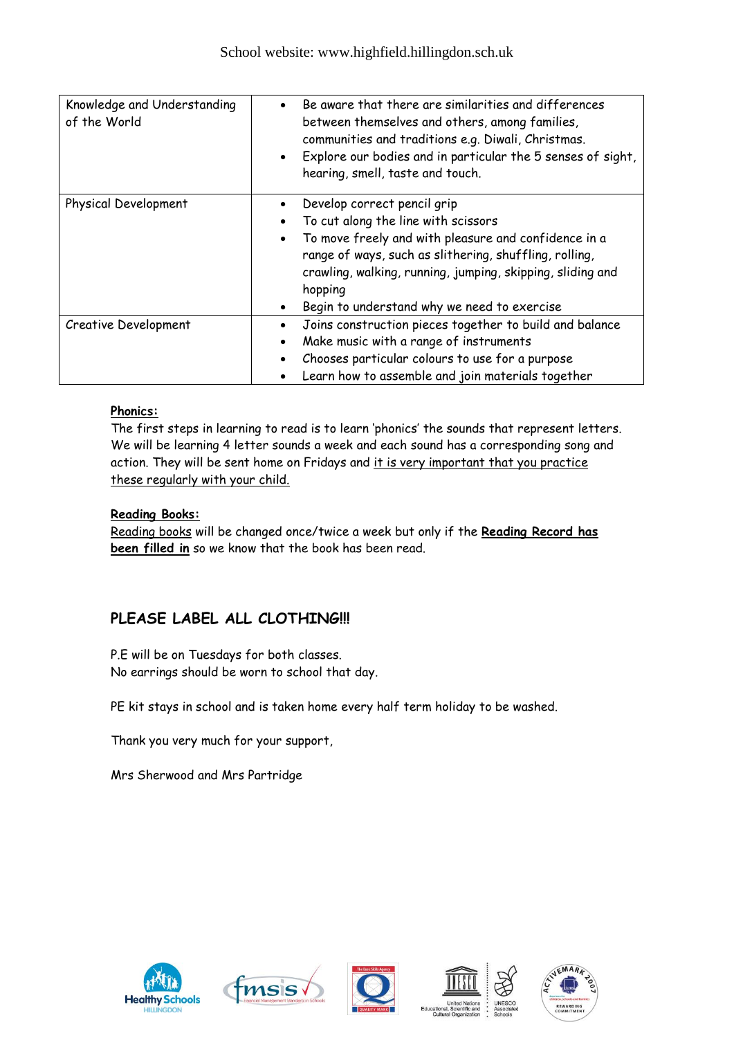| | |
|---|---|
| Knowledge and Understanding of the World | • Be aware that there are similarities and differences between themselves and others, among families, communities and traditions e.g. Diwali, Christmas.<br>• Explore our bodies and in particular the 5 senses of sight, hearing, smell, taste and touch. |
| Physical Development | • Develop correct pencil grip<br>• To cut along the line with scissors<br>• To move freely and with pleasure and confidence in a range of ways, such as slithering, shuffling, rolling, crawling, walking, running, jumping, skipping, sliding and hopping<br>• Begin to understand why we need to exercise |
| Creative Development | • Joins construction pieces together to build and balance<br>• Make music with a range of instruments<br>• Chooses particular colours to use for a purpose<br>• Learn how to assemble and join materials together |

**Phonics:**
The first steps in learning to read is to learn 'phonics' the sounds that represent letters. We will be learning 4 letter sounds a week and each sound has a corresponding song and action. They will be sent home on Fridays and it is very important that you practice these regularly with your child.

**Reading Books:**
Reading books will be changed once/twice a week but only if the **Reading Record has been filled in** so we know that the book has been read.

## PLEASE LABEL ALL CLOTHING!!!

P.E will be on Tuesdays for both classes.
No earrings should be worn to school that day.

PE kit stays in school and is taken home every half term holiday to be washed.

Thank you very much for your support,

Mrs Sherwood and Mrs Partridge